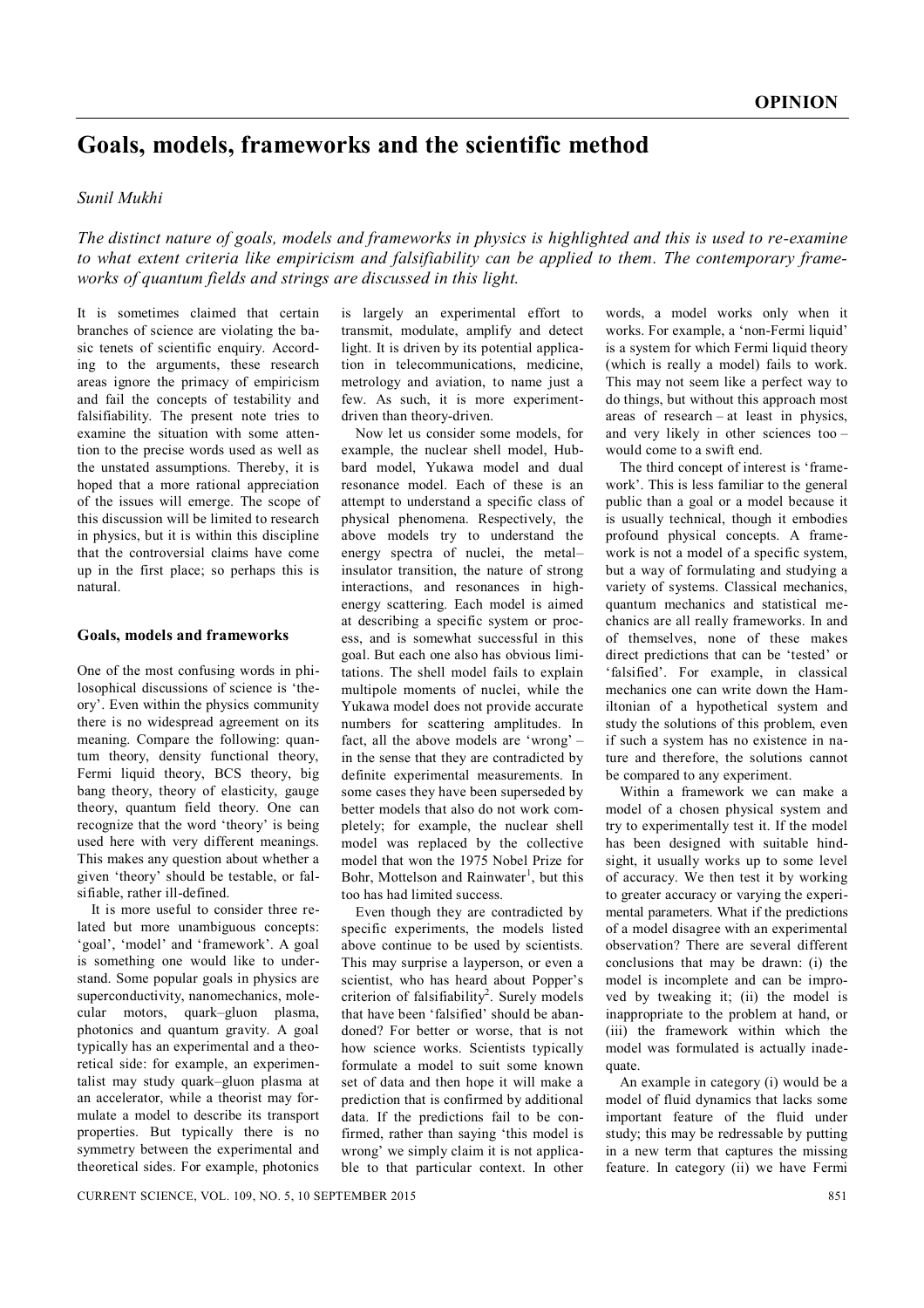# Goals, models, frameworks and the scientific method

*Sunil Mukhi*

*The distinct nature of goals, models and frameworks in physics is highlighted and this is used to re-examine to what extent criteria like empiricism and falsifiability can be applied to them. The contemporary frameworks of quantum fields and strings are discussed in this light.*

It is sometimes claimed that certain branches of science are violating the basic tenets of scientific enquiry. According to the arguments, these research areas ignore the primacy of empiricism and fail the concepts of testability and falsifiability. The present note tries to examine the situation with some attention to the precise words used as well as the unstated assumptions. Thereby, it is hoped that a more rational appreciation of the issues will emerge. The scope of this discussion will be limited to research in physics, but it is within this discipline that the controversial claims have come up in the first place; so perhaps this is natural.

## Goals, models and frameworks

One of the most confusing words in philosophical discussions of science is 'theory'. Even within the physics community there is no widespread agreement on its meaning. Compare the following: quantum theory, density functional theory, Fermi liquid theory, BCS theory, big bang theory, theory of elasticity, gauge theory, quantum field theory. One can recognize that the word 'theory' is being used here with very different meanings. This makes any question about whether a given 'theory' should be testable, or falsifiable, rather ill-defined.

It is more useful to consider three related but more unambiguous concepts: 'goal', 'model' and 'framework'. A goal is something one would like to understand. Some popular goals in physics are superconductivity, nanomechanics, molecular motors, quark–gluon plasma, photonics and quantum gravity. A goal typically has an experimental and a theoretical side: for example, an experimentalist may study quark–gluon plasma at an accelerator, while a theorist may formulate a model to describe its transport properties. But typically there is no symmetry between the experimental and theoretical sides. For example, photonics is largely an experimental effort to transmit, modulate, amplify and detect light. It is driven by its potential application in telecommunications, medicine, metrology and aviation, to name just a few. As such, it is more experiment-driven than theory-driven.

Now let us consider some models, for example, the nuclear shell model, Hubbard model, Yukawa model and dual resonance model. Each of these is an attempt to understand a specific class of physical phenomena. Respectively, the above models try to understand the energy spectra of nuclei, the metal–insulator transition, the nature of strong interactions, and resonances in high-energy scattering. Each model is aimed at describing a specific system or process, and is somewhat successful in this goal. But each one also has obvious limitations. The shell model fails to explain multipole moments of nuclei, while the Yukawa model does not provide accurate numbers for scattering amplitudes. In fact, all the above models are 'wrong' – in the sense that they are contradicted by definite experimental measurements. In some cases they have been superseded by better models that also do not work completely; for example, the nuclear shell model was replaced by the collective model that won the 1975 Nobel Prize for Bohr, Mottelson and Rainwater[1], but this too has had limited success.

Even though they are contradicted by specific experiments, the models listed above continue to be used by scientists. This may surprise a layperson, or even a scientist, who has heard about Popper's criterion of falsifiability[2]. Surely models that have been 'falsified' should be abandoned? For better or worse, that is not how science works. Scientists typically formulate a model to suit some known set of data and then hope it will make a prediction that is confirmed by additional data. If the predictions fail to be confirmed, rather than saying 'this model is wrong' we simply claim it is not applicable to that particular context. In other words, a model works only when it works. For example, a 'non-Fermi liquid' is a system for which Fermi liquid theory (which is really a model) fails to work. This may not seem like a perfect way to do things, but without this approach most areas of research – at least in physics, and very likely in other sciences too – would come to a swift end.

The third concept of interest is 'framework'. This is less familiar to the general public than a goal or a model because it is usually technical, though it embodies profound physical concepts. A framework is not a model of a specific system, but a way of formulating and studying a variety of systems. Classical mechanics, quantum mechanics and statistical mechanics are all really frameworks. In and of themselves, none of these makes direct predictions that can be 'tested' or 'falsified'. For example, in classical mechanics one can write down the Hamiltonian of a hypothetical system and study the solutions of this problem, even if such a system has no existence in nature and therefore, the solutions cannot be compared to any experiment.

Within a framework we can make a model of a chosen physical system and try to experimentally test it. If the model has been designed with suitable hindsight, it usually works up to some level of accuracy. We then test it by working to greater accuracy or varying the experimental parameters. What if the predictions of a model disagree with an experimental observation? There are several different conclusions that may be drawn: (i) the model is incomplete and can be improved by tweaking it; (ii) the model is inappropriate to the problem at hand, or (iii) the framework within which the model was formulated is actually inadequate.

An example in category (i) would be a model of fluid dynamics that lacks some important feature of the fluid under study; this may be redressable by putting in a new term that captures the missing feature. In category (ii) we have Fermi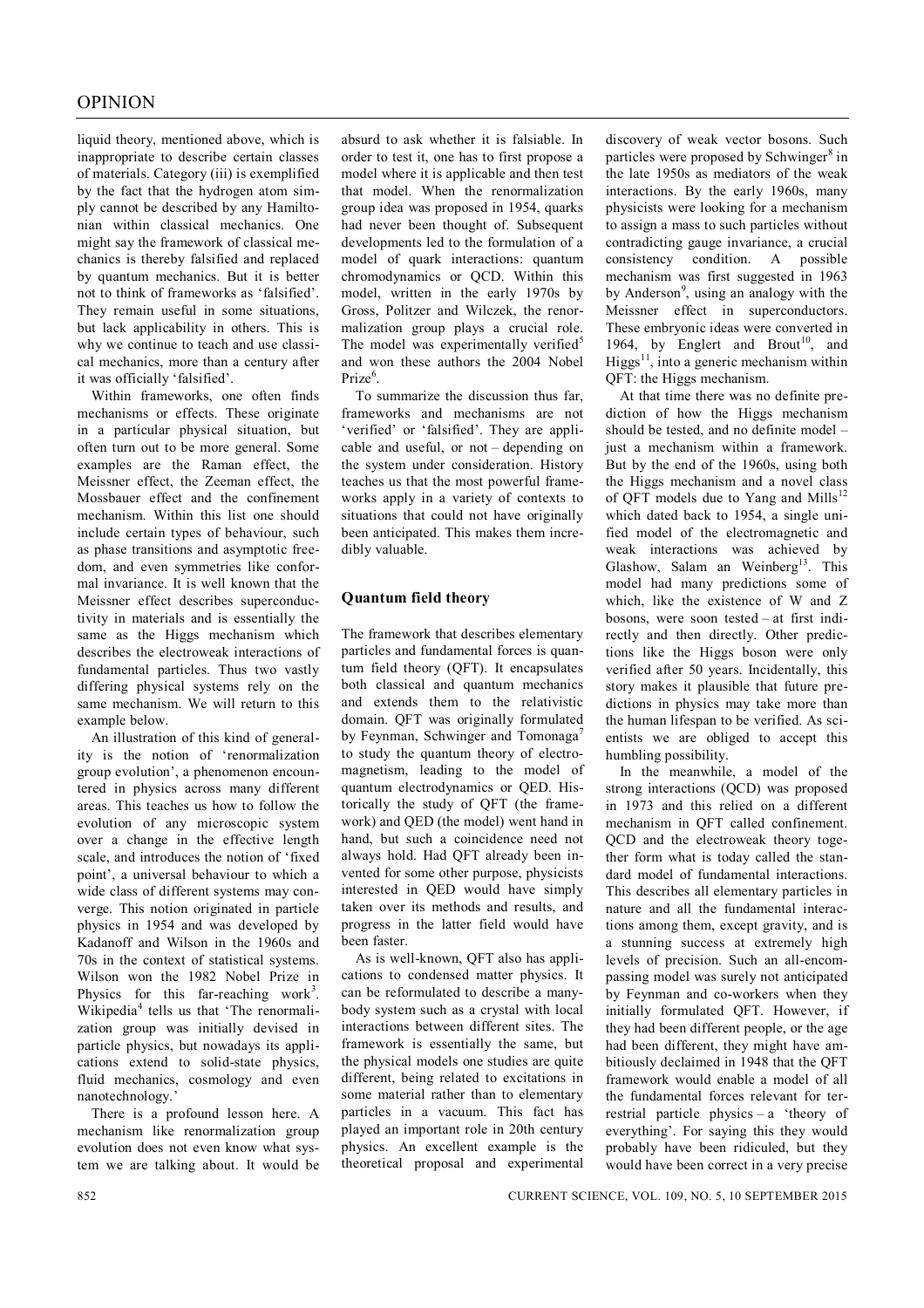liquid theory, mentioned above, which is inappropriate to describe certain classes of materials. Category (iii) is exemplified by the fact that the hydrogen atom simply cannot be described by any Hamiltonian within classical mechanics. One might say the framework of classical mechanics is thereby falsified and replaced by quantum mechanics. But it is better not to think of frameworks as 'falsified'. They remain useful in some situations, but lack applicability in others. This is why we continue to teach and use classical mechanics, more than a century after it was officially 'falsified'.

Within frameworks, one often finds mechanisms or effects. These originate in a particular physical situation, but often turn out to be more general. Some examples are the Raman effect, the Meissner effect, the Zeeman effect, the Mossbauer effect and the confinement mechanism. Within this list one should include certain types of behaviour, such as phase transitions and asymptotic freedom, and even symmetries like conformal invariance. It is well known that the Meissner effect describes superconductivity in materials and is essentially the same as the Higgs mechanism which describes the electroweak interactions of fundamental particles. Thus two vastly differing physical systems rely on the same mechanism. We will return to this example below.

An illustration of this kind of generality is the notion of 'renormalization group evolution', a phenomenon encountered in physics across many different areas. This teaches us how to follow the evolution of any microscopic system over a change in the effective length scale, and introduces the notion of 'fixed point', a universal behaviour to which a wide class of different systems may converge. This notion originated in particle physics in 1954 and was developed by Kadanoff and Wilson in the 1960s and 70s in the context of statistical systems. Wilson won the 1982 Nobel Prize in Physics for this far-reaching work[3]. Wikipedia[4] tells us that 'The renormalization group was initially devised in particle physics, but nowadays its applications extend to solid-state physics, fluid mechanics, cosmology and even nanotechnology.'

There is a profound lesson here. A mechanism like renormalization group evolution does not even know what system we are talking about. It would be absurd to ask whether it is falsiable. In order to test it, one has to first propose a model where it is applicable and then test that model. When the renormalization group idea was proposed in 1954, quarks had never been thought of. Subsequent developments led to the formulation of a model of quark interactions: quantum chromodynamics or QCD. Within this model, written in the early 1970s by Gross, Politzer and Wilczek, the renormalization group plays a crucial role. The model was experimentally verified[5] and won these authors the 2004 Nobel Prize[6].

To summarize the discussion thus far, frameworks and mechanisms are not 'verified' or 'falsified'. They are applicable and useful, or not – depending on the system under consideration. History teaches us that the most powerful frameworks apply in a variety of contexts to situations that could not have originally been anticipated. This makes them incredibly valuable.

## Quantum field theory

The framework that describes elementary particles and fundamental forces is quantum field theory (QFT). It encapsulates both classical and quantum mechanics and extends them to the relativistic domain. QFT was originally formulated by Feynman, Schwinger and Tomonaga[7] to study the quantum theory of electromagnetism, leading to the model of quantum electrodynamics or QED. Historically the study of QFT (the framework) and QED (the model) went hand in hand, but such a coincidence need not always hold. Had QFT already been invented for some other purpose, physicists interested in QED would have simply taken over its methods and results, and progress in the latter field would have been faster.

As is well-known, QFT also has applications to condensed matter physics. It can be reformulated to describe a many-body system such as a crystal with local interactions between different sites. The framework is essentially the same, but the physical models one studies are quite different, being related to excitations in some material rather than to elementary particles in a vacuum. This fact has played an important role in 20th century physics. An excellent example is the theoretical proposal and experimental discovery of weak vector bosons. Such particles were proposed by Schwinger[8] in the late 1950s as mediators of the weak interactions. By the early 1960s, many physicists were looking for a mechanism to assign a mass to such particles without contradicting gauge invariance, a crucial consistency condition. A possible mechanism was first suggested in 1963 by Anderson[9], using an analogy with the Meissner effect in superconductors. These embryonic ideas were converted in 1964, by Englert and Brout[10], and Higgs[11], into a generic mechanism within QFT: the Higgs mechanism.

At that time there was no definite prediction of how the Higgs mechanism should be tested, and no definite model – just a mechanism within a framework. But by the end of the 1960s, using both the Higgs mechanism and a novel class of QFT models due to Yang and Mills[12] which dated back to 1954, a single unified model of the electromagnetic and weak interactions was achieved by Glashow, Salam an Weinberg[13]. This model had many predictions some of which, like the existence of W and Z bosons, were soon tested – at first indirectly and then directly. Other predictions like the Higgs boson were only verified after 50 years. Incidentally, this story makes it plausible that future predictions in physics may take more than the human lifespan to be verified. As scientists we are obliged to accept this humbling possibility.

In the meanwhile, a model of the strong interactions (QCD) was proposed in 1973 and this relied on a different mechanism in QFT called confinement. QCD and the electroweak theory together form what is today called the standard model of fundamental interactions. This describes all elementary particles in nature and all the fundamental interactions among them, except gravity, and is a stunning success at extremely high levels of precision. Such an all-encompassing model was surely not anticipated by Feynman and co-workers when they initially formulated QFT. However, if they had been different people, or the age had been different, they might have ambitiously declaimed in 1948 that the QFT framework would enable a model of all the fundamental forces relevant for terrestrial particle physics – a 'theory of everything'. For saying this they would probably have been ridiculed, but they would have been correct in a very precise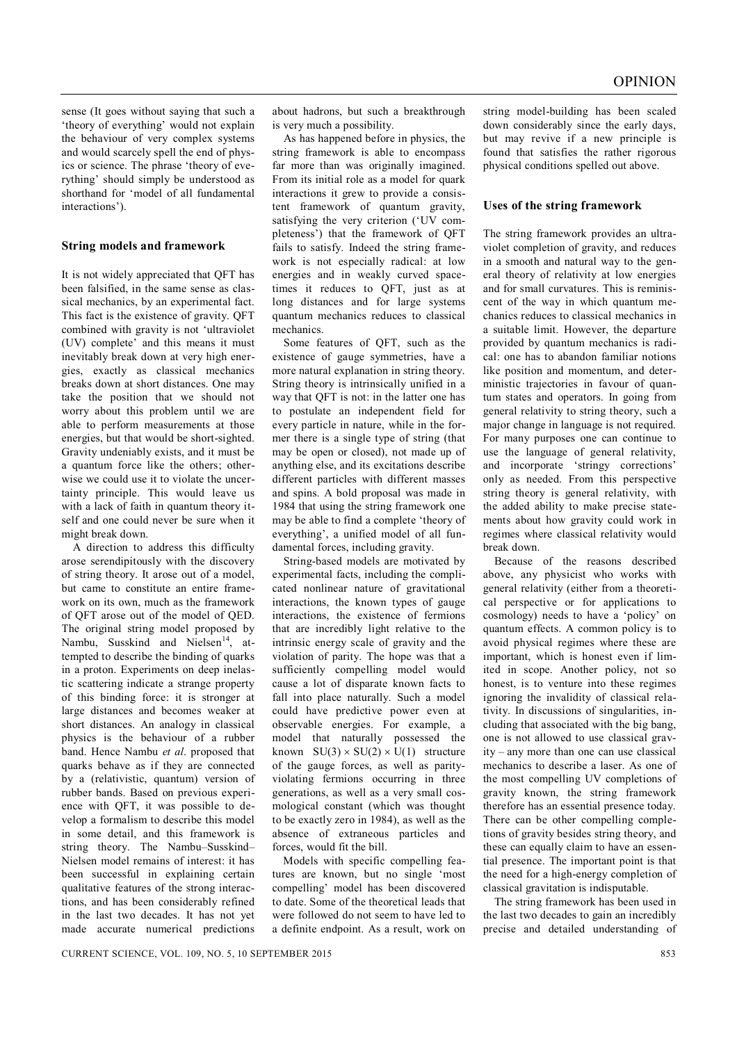sense (It goes without saying that such a 'theory of everything' would not explain the behaviour of very complex systems and would scarcely spell the end of physics or science. The phrase 'theory of everything' should simply be understood as shorthand for 'model of all fundamental interactions').

## String models and framework

It is not widely appreciated that QFT has been falsified, in the same sense as classical mechanics, by an experimental fact. This fact is the existence of gravity. QFT combined with gravity is not 'ultraviolet (UV) complete' and this means it must inevitably break down at very high energies, exactly as classical mechanics breaks down at short distances. One may take the position that we should not worry about this problem until we are able to perform measurements at those energies, but that would be short-sighted. Gravity undeniably exists, and it must be a quantum force like the others; otherwise we could use it to violate the uncertainty principle. This would leave us with a lack of faith in quantum theory itself and one could never be sure when it might break down.

A direction to address this difficulty arose serendipitously with the discovery of string theory. It arose out of a model, but came to constitute an entire framework on its own, much as the framework of QFT arose out of the model of QED. The original string model proposed by Nambu, Susskind and Nielsen[14], attempted to describe the binding of quarks in a proton. Experiments on deep inelastic scattering indicate a strange property of this binding force: it is stronger at large distances and becomes weaker at short distances. An analogy in classical physics is the behaviour of a rubber band. Hence Nambu *et al*. proposed that quarks behave as if they are connected by a (relativistic, quantum) version of rubber bands. Based on previous experience with QFT, it was possible to develop a formalism to describe this model in some detail, and this framework is string theory. The Nambu–Susskind–Nielsen model remains of interest: it has been successful in explaining certain qualitative features of the strong interactions, and has been considerably refined in the last two decades. It has not yet made accurate numerical predictions about hadrons, but such a breakthrough is very much a possibility.

As has happened before in physics, the string framework is able to encompass far more than was originally imagined. From its initial role as a model for quark interactions it grew to provide a consistent framework of quantum gravity, satisfying the very criterion ('UV completeness') that the framework of QFT fails to satisfy. Indeed the string framework is not especially radical: at low energies and in weakly curved spacetimes it reduces to QFT, just as at long distances and for large systems quantum mechanics reduces to classical mechanics.

Some features of QFT, such as the existence of gauge symmetries, have a more natural explanation in string theory. String theory is intrinsically unified in a way that QFT is not: in the latter one has to postulate an independent field for every particle in nature, while in the former there is a single type of string (that may be open or closed), not made up of anything else, and its excitations describe different particles with different masses and spins. A bold proposal was made in 1984 that using the string framework one may be able to find a complete 'theory of everything', a unified model of all fundamental forces, including gravity.

String-based models are motivated by experimental facts, including the complicated nonlinear nature of gravitational interactions, the known types of gauge interactions, the existence of fermions that are incredibly light relative to the intrinsic energy scale of gravity and the violation of parity. The hope was that a sufficiently compelling model would cause a lot of disparate known facts to fall into place naturally. Such a model could have predictive power even at observable energies. For example, a model that naturally possessed the known $SU(3) \times SU(2) \times U(1)$ structure of the gauge forces, as well as parity-violating fermions occurring in three generations, as well as a very small cosmological constant (which was thought to be exactly zero in 1984), as well as the absence of extraneous particles and forces, would fit the bill.

Models with specific compelling features are known, but no single 'most compelling' model has been discovered to date. Some of the theoretical leads that were followed do not seem to have led to a definite endpoint. As a result, work on string model-building has been scaled down considerably since the early days, but may revive if a new principle is found that satisfies the rather rigorous physical conditions spelled out above.

## Uses of the string framework

The string framework provides an ultraviolet completion of gravity, and reduces in a smooth and natural way to the general theory of relativity at low energies and for small curvatures. This is reminiscent of the way in which quantum mechanics reduces to classical mechanics in a suitable limit. However, the departure provided by quantum mechanics is radical: one has to abandon familiar notions like position and momentum, and deterministic trajectories in favour of quantum states and operators. In going from general relativity to string theory, such a major change in language is not required. For many purposes one can continue to use the language of general relativity, and incorporate 'stringy corrections' only as needed. From this perspective string theory is general relativity, with the added ability to make precise statements about how gravity could work in regimes where classical relativity would break down.

Because of the reasons described above, any physicist who works with general relativity (either from a theoretical perspective or for applications to cosmology) needs to have a 'policy' on quantum effects. A common policy is to avoid physical regimes where these are important, which is honest even if limited in scope. Another policy, not so honest, is to venture into these regimes ignoring the invalidity of classical relativity. In discussions of singularities, including that associated with the big bang, one is not allowed to use classical gravity – any more than one can use classical mechanics to describe a laser. As one of the most compelling UV completions of gravity known, the string framework therefore has an essential presence today. There can be other compelling completions of gravity besides string theory, and these can equally claim to have an essential presence. The important point is that the need for a high-energy completion of classical gravitation is indisputable.

The string framework has been used in the last two decades to gain an incredibly precise and detailed understanding of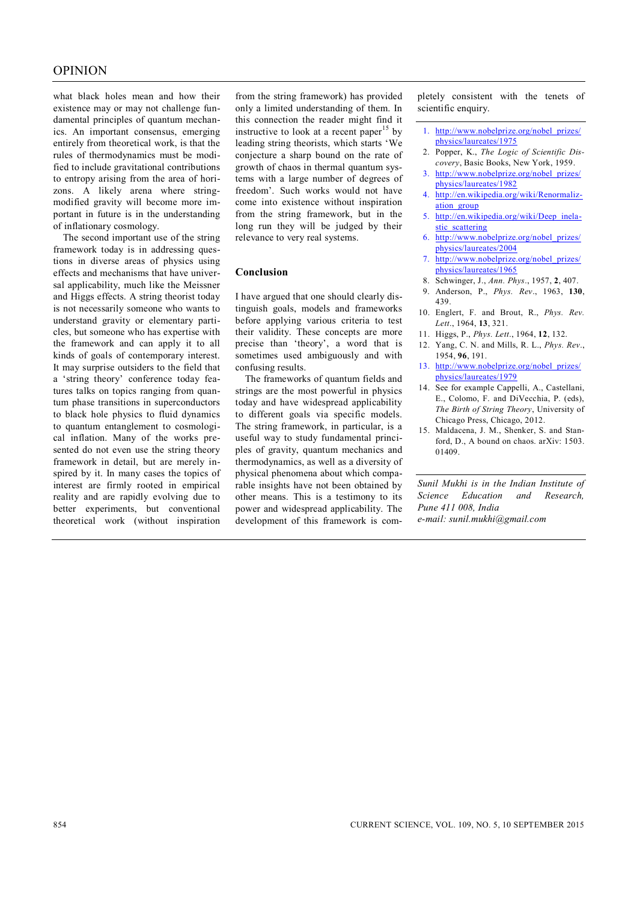what black holes mean and how their existence may or may not challenge fundamental principles of quantum mechanics. An important consensus, emerging entirely from theoretical work, is that the rules of thermodynamics must be modified to include gravitational contributions to entropy arising from the area of horizons. A likely arena where string-modified gravity will become more important in future is in the understanding of inflationary cosmology.

The second important use of the string framework today is in addressing questions in diverse areas of physics using effects and mechanisms that have universal applicability, much like the Meissner and Higgs effects. A string theorist today is not necessarily someone who wants to understand gravity or elementary particles, but someone who has expertise with the framework and can apply it to all kinds of goals of contemporary interest. It may surprise outsiders to the field that a 'string theory' conference today features talks on topics ranging from quantum phase transitions in superconductors to black hole physics to fluid dynamics to quantum entanglement to cosmological inflation. Many of the works presented do not even use the string theory framework in detail, but are merely inspired by it. In many cases the topics of interest are firmly rooted in empirical reality and are rapidly evolving due to better experiments, but conventional theoretical work (without inspiration from the string framework) has provided only a limited understanding of them. In this connection the reader might find it instructive to look at a recent paper[15] by leading string theorists, which starts 'We conjecture a sharp bound on the rate of growth of chaos in thermal quantum systems with a large number of degrees of freedom'. Such works would not have come into existence without inspiration from the string framework, but in the long run they will be judged by their relevance to very real systems.

## Conclusion

I have argued that one should clearly distinguish goals, models and frameworks before applying various criteria to test their validity. These concepts are more precise than 'theory', a word that is sometimes used ambiguously and with confusing results.

The frameworks of quantum fields and strings are the most powerful in physics today and have widespread applicability to different goals via specific models. The string framework, in particular, is a useful way to study fundamental principles of gravity, quantum mechanics and thermodynamics, as well as a diversity of physical phenomena about which comparable insights have not been obtained by other means. This is a testimony to its power and widespread applicability. The development of this framework is completely consistent with the tenets of scientific enquiry.

1. http://www.nobelprize.org/nobel_prizes/physics/laureates/1975
2. Popper, K., *The Logic of Scientific Discovery*, Basic Books, New York, 1959.
3. http://www.nobelprize.org/nobel_prizes/physics/laureates/1982
4. http://en.wikipedia.org/wiki/Renormalization_group
5. http://en.wikipedia.org/wiki/Deep_inelastic_scattering
6. http://www.nobelprize.org/nobel_prizes/physics/laureates/2004
7. http://www.nobelprize.org/nobel_prizes/physics/laureates/1965
8. Schwinger, J., *Ann. Phys.*, 1957, **2**, 407.
9. Anderson, P., *Phys. Rev.*, 1963, **130**, 439.
10. Englert, F. and Brout, R., *Phys. Rev. Lett.*, 1964, **13**, 321.
11. Higgs, P., *Phys. Lett.*, 1964, **12**, 132.
12. Yang, C. N. and Mills, R. L., *Phys. Rev.*, 1954, **96**, 191.
13. http://www.nobelprize.org/nobel_prizes/physics/laureates/1979
14. See for example Cappelli, A., Castellani, E., Colomo, F. and DiVecchia, P. (eds), *The Birth of String Theory*, University of Chicago Press, Chicago, 2012.
15. Maldacena, J. M., Shenker, S. and Stanford, D., A bound on chaos. arXiv: 1503.01409.

*Sunil Mukhi is in the Indian Institute of Science Education and Research, Pune 411 008, India*
*e-mail: sunil.mukhi@gmail.com*